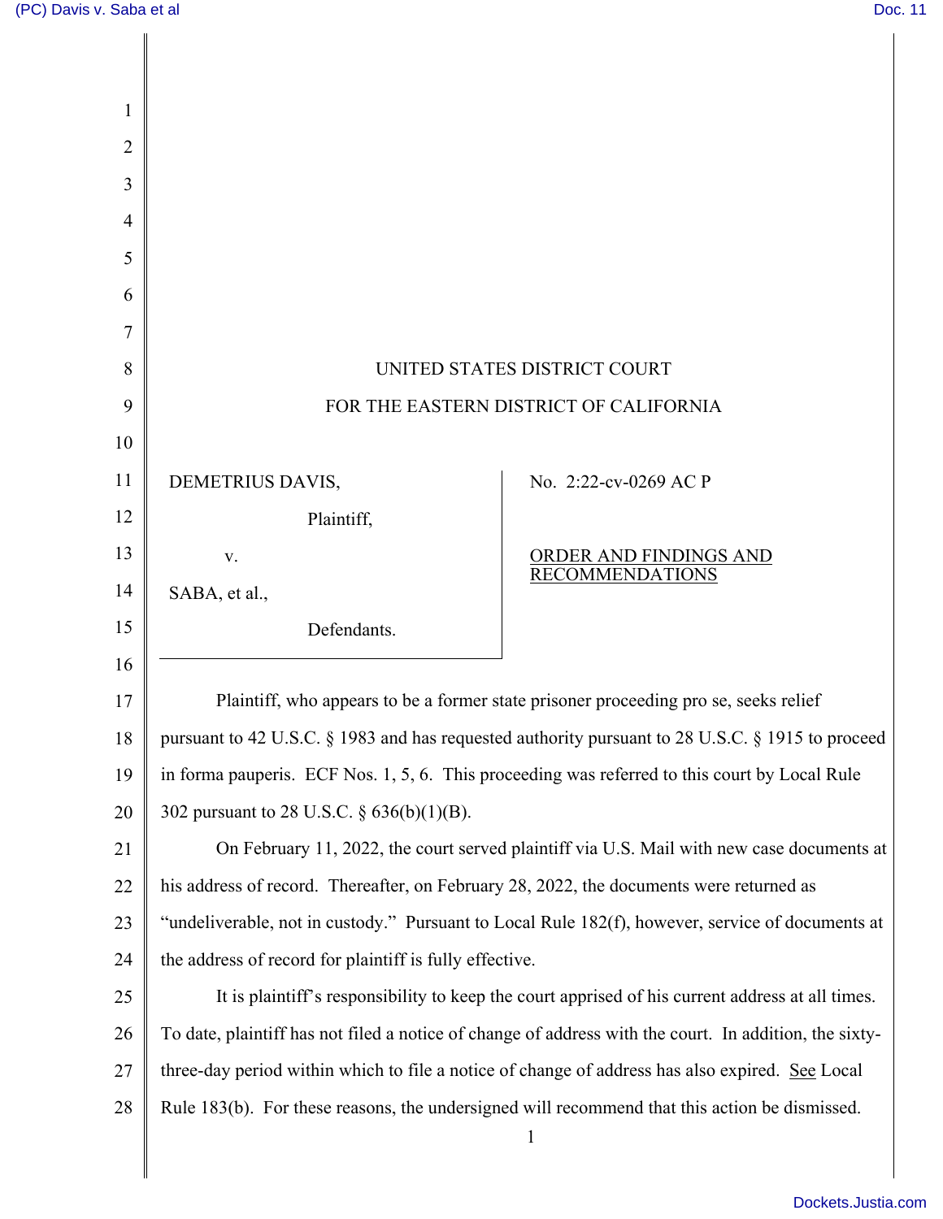UNITED STATES DISTRICT COURT

FOR THE EASTERN DISTRICT OF CALIFORNIA

DEMETRIUS DAVIS,

Plaintiff,

v.

SABA, et al.,

Defendants.

No. 2:22-cv-0269 AC P

ORDER AND FINDINGS AND RECOMMENDATIONS

Plaintiff, who appears to be a former state prisoner proceeding pro se, seeks relief pursuant to 42 U.S.C. § 1983 and has requested authority pursuant to 28 U.S.C. § 1915 to proceed in forma pauperis. ECF Nos. 1, 5, 6. This proceeding was referred to this court by Local Rule 302 pursuant to 28 U.S.C. § 636(b)(1)(B).

On February 11, 2022, the court served plaintiff via U.S. Mail with new case documents at his address of record. Thereafter, on February 28, 2022, the documents were returned as "undeliverable, not in custody." Pursuant to Local Rule 182(f), however, service of documents at the address of record for plaintiff is fully effective.

It is plaintiff's responsibility to keep the court apprised of his current address at all times. To date, plaintiff has not filed a notice of change of address with the court. In addition, the sixty-three-day period within which to file a notice of change of address has also expired. See Local Rule 183(b). For these reasons, the undersigned will recommend that this action be dismissed.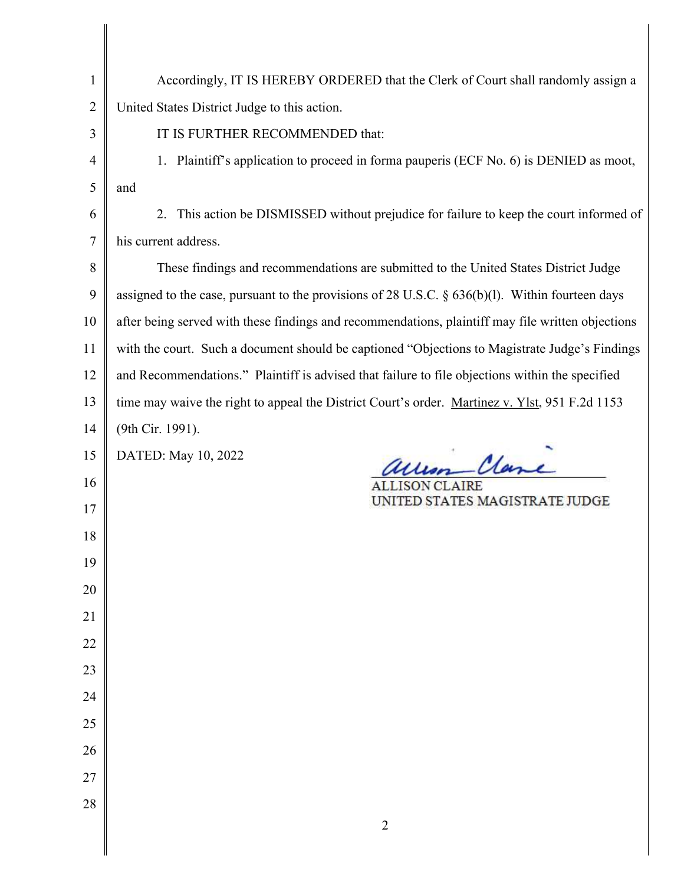Accordingly, IT IS HEREBY ORDERED that the Clerk of Court shall randomly assign a United States District Judge to this action.

IT IS FURTHER RECOMMENDED that:

1. Plaintiff's application to proceed in forma pauperis (ECF No. 6) is DENIED as moot, and

2. This action be DISMISSED without prejudice for failure to keep the court informed of his current address.

These findings and recommendations are submitted to the United States District Judge assigned to the case, pursuant to the provisions of 28 U.S.C. § 636(b)(l). Within fourteen days after being served with these findings and recommendations, plaintiff may file written objections with the court. Such a document should be captioned "Objections to Magistrate Judge's Findings and Recommendations." Plaintiff is advised that failure to file objections within the specified time may waive the right to appeal the District Court's order. Martinez v. Ylst, 951 F.2d 1153 (9th Cir. 1991).

DATED: May 10, 2022

ALLISON CLAIRE
UNITED STATES MAGISTRATE JUDGE